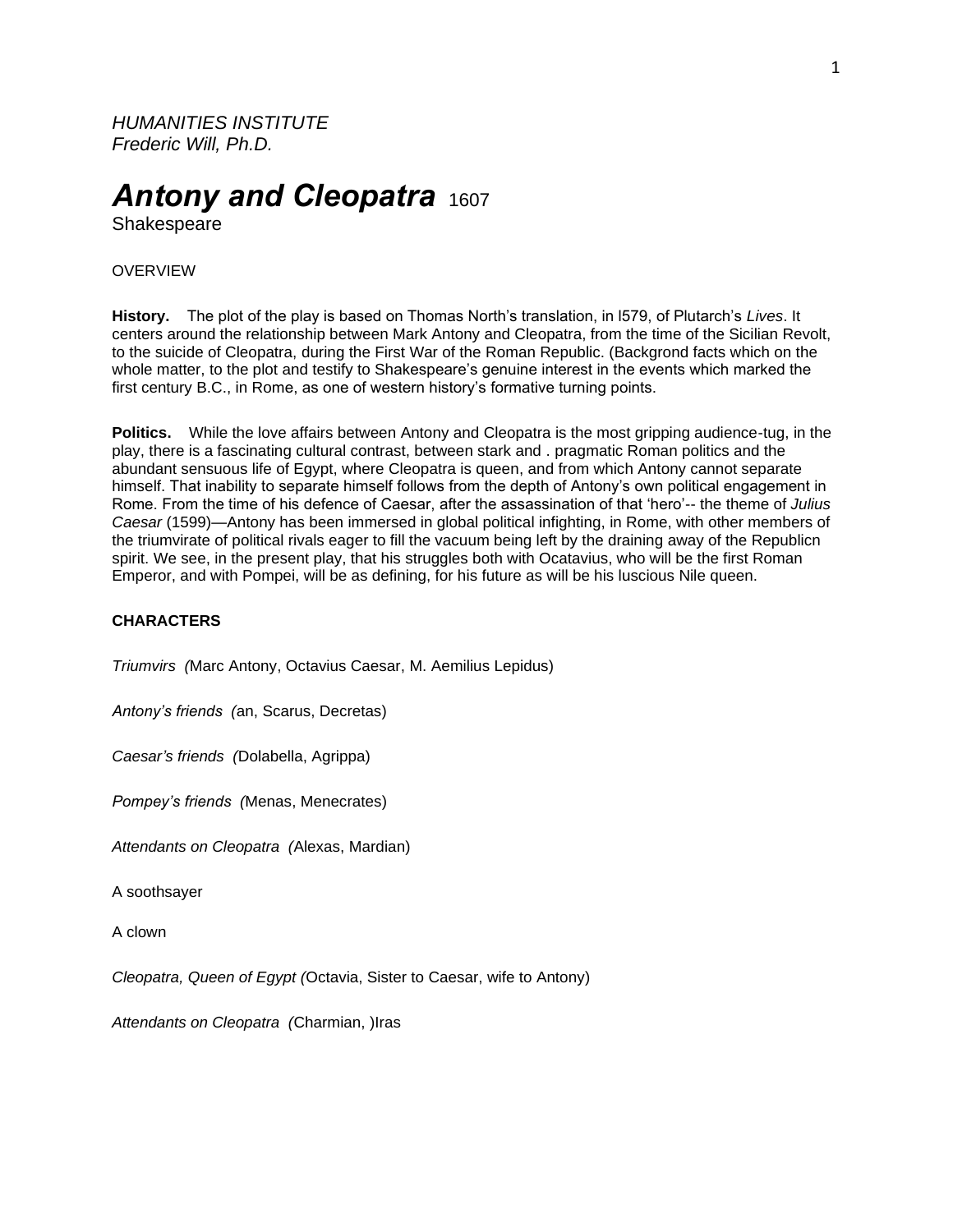*HUMANITIES INSTITUTE*
*Frederic Will, Ph.D.*

# *Antony and Cleopatra* 1607

Shakespeare

OVERVIEW

**History.** The plot of the play is based on Thomas North's translation, in l579, of Plutarch's *Lives*. It centers around the relationship between Mark Antony and Cleopatra, from the time of the Sicilian Revolt, to the suicide of Cleopatra, during the First War of the Roman Republic. (Backgrond facts which on the whole matter, to the plot and testify to Shakespeare's genuine interest in the events which marked the first century B.C., in Rome, as one of western history's formative turning points.

**Politics.** While the love affairs between Antony and Cleopatra is the most gripping audience-tug, in the play, there is a fascinating cultural contrast, between stark and . pragmatic Roman politics and the abundant sensuous life of Egypt, where Cleopatra is queen, and from which Antony cannot separate himself. That inability to separate himself follows from the depth of Antony's own political engagement in Rome. From the time of his defence of Caesar, after the assassination of that 'hero'-- the theme of *Julius Caesar* (1599)—Antony has been immersed in global political infighting, in Rome, with other members of the triumvirate of political rivals eager to fill the vacuum being left by the draining away of the Republicn spirit. We see, in the present play, that his struggles both with Ocatavius, who will be the first Roman Emperor, and with Pompei, will be as defining, for his future as will be his luscious Nile queen.

**CHARACTERS**

*Triumvirs (*Marc Antony, Octavius Caesar, M. Aemilius Lepidus)

*Antony's friends (*an, Scarus, Decretas)

*Caesar's friends (*Dolabella, Agrippa)

*Pompey's friends (*Menas, Menecrates)

*Attendants on Cleopatra (*Alexas, Mardian)

A soothsayer

A clown

*Cleopatra, Queen of Egypt (*Octavia, Sister to Caesar, wife to Antony)

*Attendants on Cleopatra (*Charmian, )Iras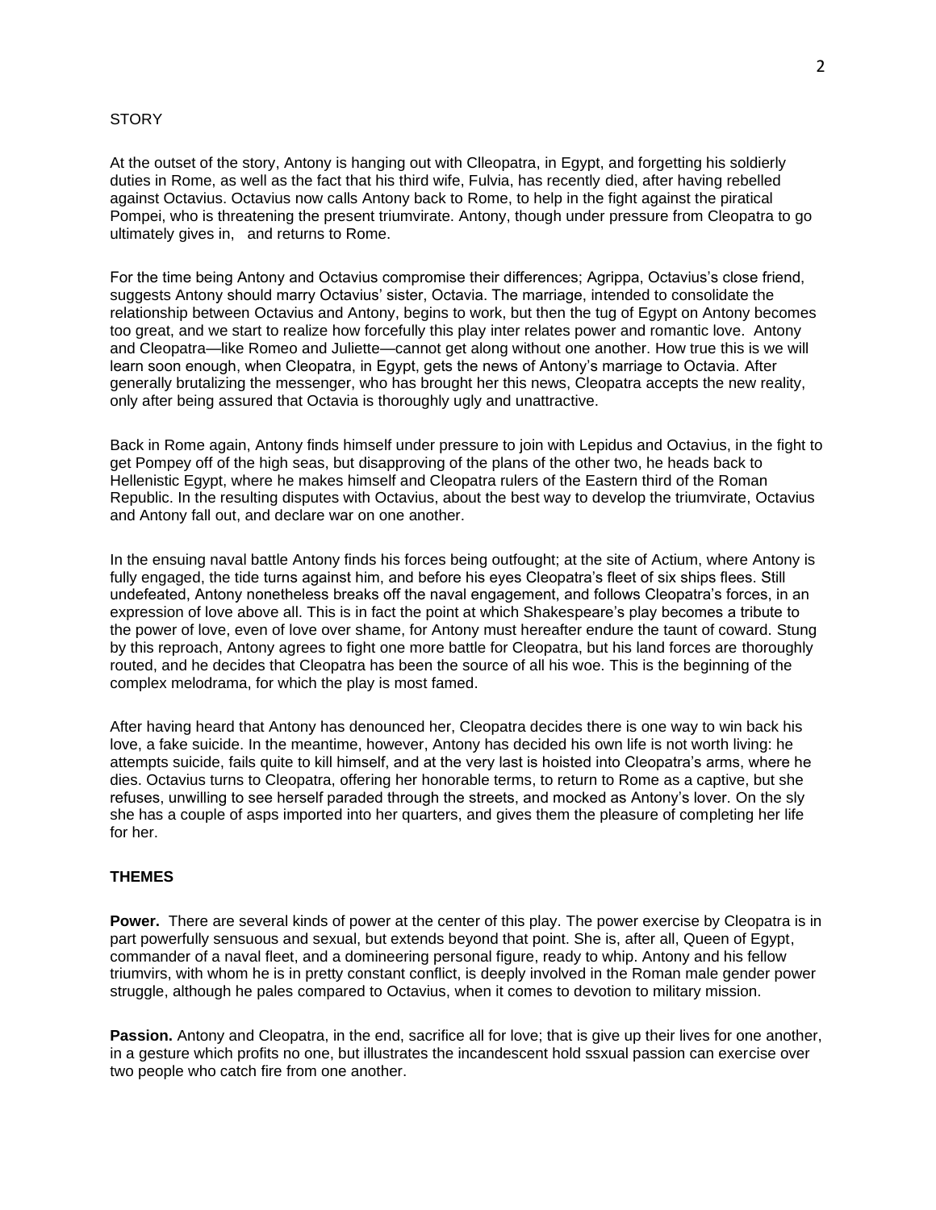STORY

At the outset of the story, Antony is hanging out with Clleopatra, in Egypt, and forgetting his soldierly duties in Rome, as well as the fact that his third wife, Fulvia, has recently died, after having rebelled against Octavius. Octavius now calls Antony back to Rome, to help in the fight against the piratical Pompei, who is threatening the present triumvirate. Antony, though under pressure from Cleopatra to go ultimately gives in,   and returns to Rome.

For the time being Antony and Octavius compromise their differences; Agrippa, Octavius's close friend, suggests Antony should marry Octavius' sister, Octavia. The marriage, intended to consolidate the relationship between Octavius and Antony, begins to work, but then the tug of Egypt on Antony becomes too great, and we start to realize how forcefully this play inter relates power and romantic love.  Antony and Cleopatra—like Romeo and Juliette—cannot get along without one another. How true this is we will learn soon enough, when Cleopatra, in Egypt, gets the news of Antony's marriage to Octavia. After generally brutalizing the messenger, who has brought her this news, Cleopatra accepts the new reality, only after being assured that Octavia is thoroughly ugly and unattractive.

Back in Rome again, Antony finds himself under pressure to join with Lepidus and Octavius, in the fight to get Pompey off of the high seas, but disapproving of the plans of the other two, he heads back to Hellenistic Egypt, where he makes himself and Cleopatra rulers of the Eastern third of the Roman Republic. In the resulting disputes with Octavius, about the best way to develop the triumvirate, Octavius and Antony fall out, and declare war on one another.

In the ensuing naval battle Antony finds his forces being outfought; at the site of Actium, where Antony is fully engaged, the tide turns against him, and before his eyes Cleopatra's fleet of six ships flees. Still undefeated, Antony nonetheless breaks off the naval engagement, and follows Cleopatra's forces, in an expression of love above all. This is in fact the point at which Shakespeare's play becomes a tribute to the power of love, even of love over shame, for Antony must hereafter endure the taunt of coward. Stung by this reproach, Antony agrees to fight one more battle for Cleopatra, but his land forces are thoroughly routed, and he decides that Cleopatra has been the source of all his woe. This is the beginning of the complex melodrama, for which the play is most famed.

After having heard that Antony has denounced her, Cleopatra decides there is one way to win back his love, a fake suicide. In the meantime, however, Antony has decided his own life is not worth living: he attempts suicide, fails quite to kill himself, and at the very last is hoisted into Cleopatra's arms, where he dies. Octavius turns to Cleopatra, offering her honorable terms, to return to Rome as a captive, but she refuses, unwilling to see herself paraded through the streets, and mocked as Antony's lover. On the sly she has a couple of asps imported into her quarters, and gives them the pleasure of completing her life for her.

**THEMES**

**Power.** There are several kinds of power at the center of this play. The power exercise by Cleopatra is in part powerfully sensuous and sexual, but extends beyond that point. She is, after all, Queen of Egypt, commander of a naval fleet, and a domineering personal figure, ready to whip. Antony and his fellow triumvirs, with whom he is in pretty constant conflict, is deeply involved in the Roman male gender power struggle, although he pales compared to Octavius, when it comes to devotion to military mission.

**Passion.** Antony and Cleopatra, in the end, sacrifice all for love; that is give up their lives for one another, in a gesture which profits no one, but illustrates the incandescent hold ssxual passion can exercise over two people who catch fire from one another.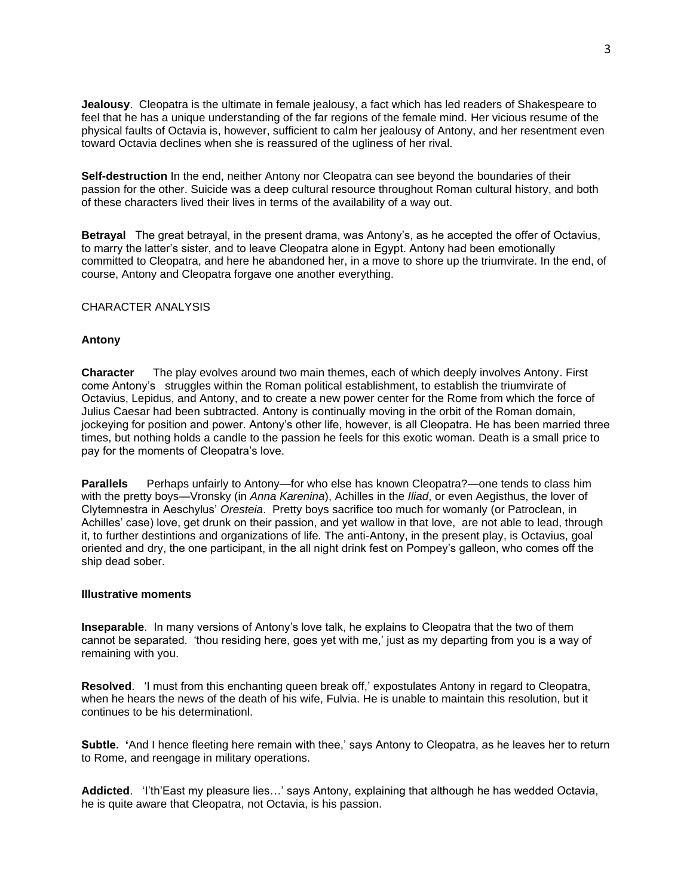**Jealousy**. Cleopatra is the ultimate in female jealousy, a fact which has led readers of Shakespeare to feel that he has a unique understanding of the far regions of the female mind. Her vicious resume of the physical faults of Octavia is, however, sufficient to calm her jealousy of Antony, and her resentment even toward Octavia declines when she is reassured of the ugliness of her rival.

**Self-destruction** In the end, neither Antony nor Cleopatra can see beyond the boundaries of their passion for the other. Suicide was a deep cultural resource throughout Roman cultural history, and both of these characters lived their lives in terms of the availability of a way out.

**Betrayal** The great betrayal, in the present drama, was Antony's, as he accepted the offer of Octavius, to marry the latter's sister, and to leave Cleopatra alone in Egypt. Antony had been emotionally committed to Cleopatra, and here he abandoned her, in a move to shore up the triumvirate. In the end, of course, Antony and Cleopatra forgave one another everything.

CHARACTER ANALYSIS

**Antony**

**Character** The play evolves around two main themes, each of which deeply involves Antony. First come Antony's struggles within the Roman political establishment, to establish the triumvirate of Octavius, Lepidus, and Antony, and to create a new power center for the Rome from which the force of Julius Caesar had been subtracted. Antony is continually moving in the orbit of the Roman domain, jockeying for position and power. Antony's other life, however, is all Cleopatra. He has been married three times, but nothing holds a candle to the passion he feels for this exotic woman. Death is a small price to pay for the moments of Cleopatra's love.

**Parallels** Perhaps unfairly to Antony—for who else has known Cleopatra?—one tends to class him with the pretty boys—Vronsky (in *Anna Karenina*), Achilles in the *Iliad*, or even Aegisthus, the lover of Clytemnestra in Aeschylus' *Oresteia*. Pretty boys sacrifice too much for womanly (or Patroclean, in Achilles' case) love, get drunk on their passion, and yet wallow in that love, are not able to lead, through it, to further destintions and organizations of life. The anti-Antony, in the present play, is Octavius, goal oriented and dry, the one participant, in the all night drink fest on Pompey's galleon, who comes off the ship dead sober.

**Illustrative moments**

**Inseparable**. In many versions of Antony's love talk, he explains to Cleopatra that the two of them cannot be separated. 'thou residing here, goes yet with me,' just as my departing from you is a way of remaining with you.

**Resolved**. 'I must from this enchanting queen break off,' expostulates Antony in regard to Cleopatra, when he hears the news of the death of his wife, Fulvia. He is unable to maintain this resolution, but it continues to be his determinationl.

**Subtle.** 'And I hence fleeting here remain with thee,' says Antony to Cleopatra, as he leaves her to return to Rome, and reengage in military operations.

**Addicted**. 'I'th'East my pleasure lies…' says Antony, explaining that although he has wedded Octavia, he is quite aware that Cleopatra, not Octavia, is his passion.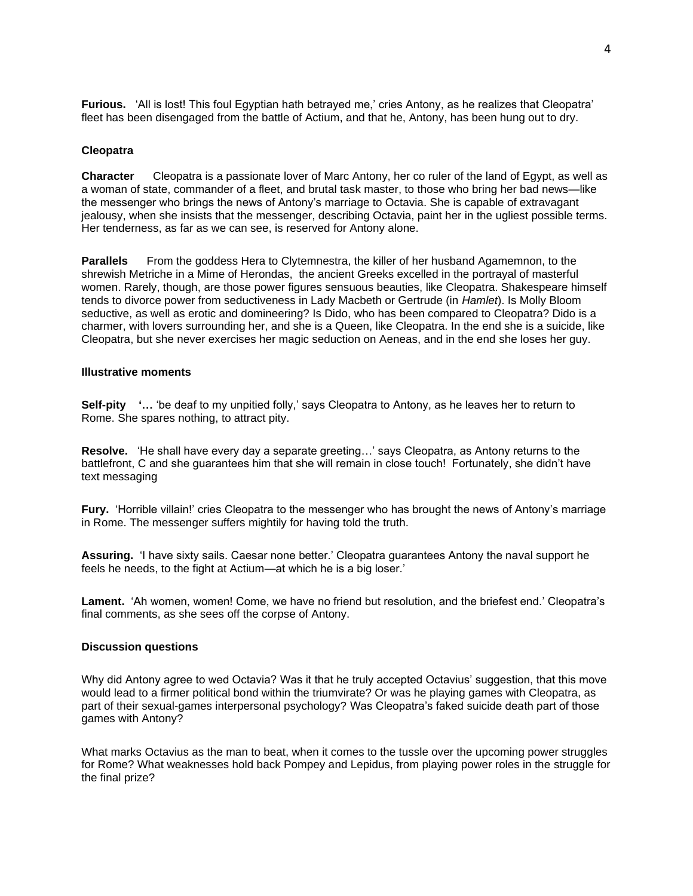**Furious.** 'All is lost! This foul Egyptian hath betrayed me,' cries Antony, as he realizes that Cleopatra' fleet has been disengaged from the battle of Actium, and that he, Antony, has been hung out to dry.

**Cleopatra**

**Character** Cleopatra is a passionate lover of Marc Antony, her co ruler of the land of Egypt, as well as a woman of state, commander of a fleet, and brutal task master, to those who bring her bad news—like the messenger who brings the news of Antony's marriage to Octavia. She is capable of extravagant jealousy, when she insists that the messenger, describing Octavia, paint her in the ugliest possible terms. Her tenderness, as far as we can see, is reserved for Antony alone.

**Parallels** From the goddess Hera to Clytemnestra, the killer of her husband Agamemnon, to the shrewish Metriche in a Mime of Herondas, the ancient Greeks excelled in the portrayal of masterful women. Rarely, though, are those power figures sensuous beauties, like Cleopatra. Shakespeare himself tends to divorce power from seductiveness in Lady Macbeth or Gertrude (in *Hamlet*). Is Molly Bloom seductive, as well as erotic and domineering? Is Dido, who has been compared to Cleopatra? Dido is a charmer, with lovers surrounding her, and she is a Queen, like Cleopatra. In the end she is a suicide, like Cleopatra, but she never exercises her magic seduction on Aeneas, and in the end she loses her guy.

**Illustrative moments**

**Self-pity '…** 'be deaf to my unpitied folly,' says Cleopatra to Antony, as he leaves her to return to Rome. She spares nothing, to attract pity.

**Resolve.** 'He shall have every day a separate greeting…' says Cleopatra, as Antony returns to the battlefront, C and she guarantees him that she will remain in close touch! Fortunately, she didn't have text messaging

**Fury.** 'Horrible villain!' cries Cleopatra to the messenger who has brought the news of Antony's marriage in Rome. The messenger suffers mightily for having told the truth.

**Assuring.** 'I have sixty sails. Caesar none better.' Cleopatra guarantees Antony the naval support he feels he needs, to the fight at Actium—at which he is a big loser.'

**Lament.** 'Ah women, women! Come, we have no friend but resolution, and the briefest end.' Cleopatra's final comments, as she sees off the corpse of Antony.

**Discussion questions**

Why did Antony agree to wed Octavia? Was it that he truly accepted Octavius' suggestion, that this move would lead to a firmer political bond within the triumvirate? Or was he playing games with Cleopatra, as part of their sexual-games interpersonal psychology? Was Cleopatra's faked suicide death part of those games with Antony?

What marks Octavius as the man to beat, when it comes to the tussle over the upcoming power struggles for Rome? What weaknesses hold back Pompey and Lepidus, from playing power roles in the struggle for the final prize?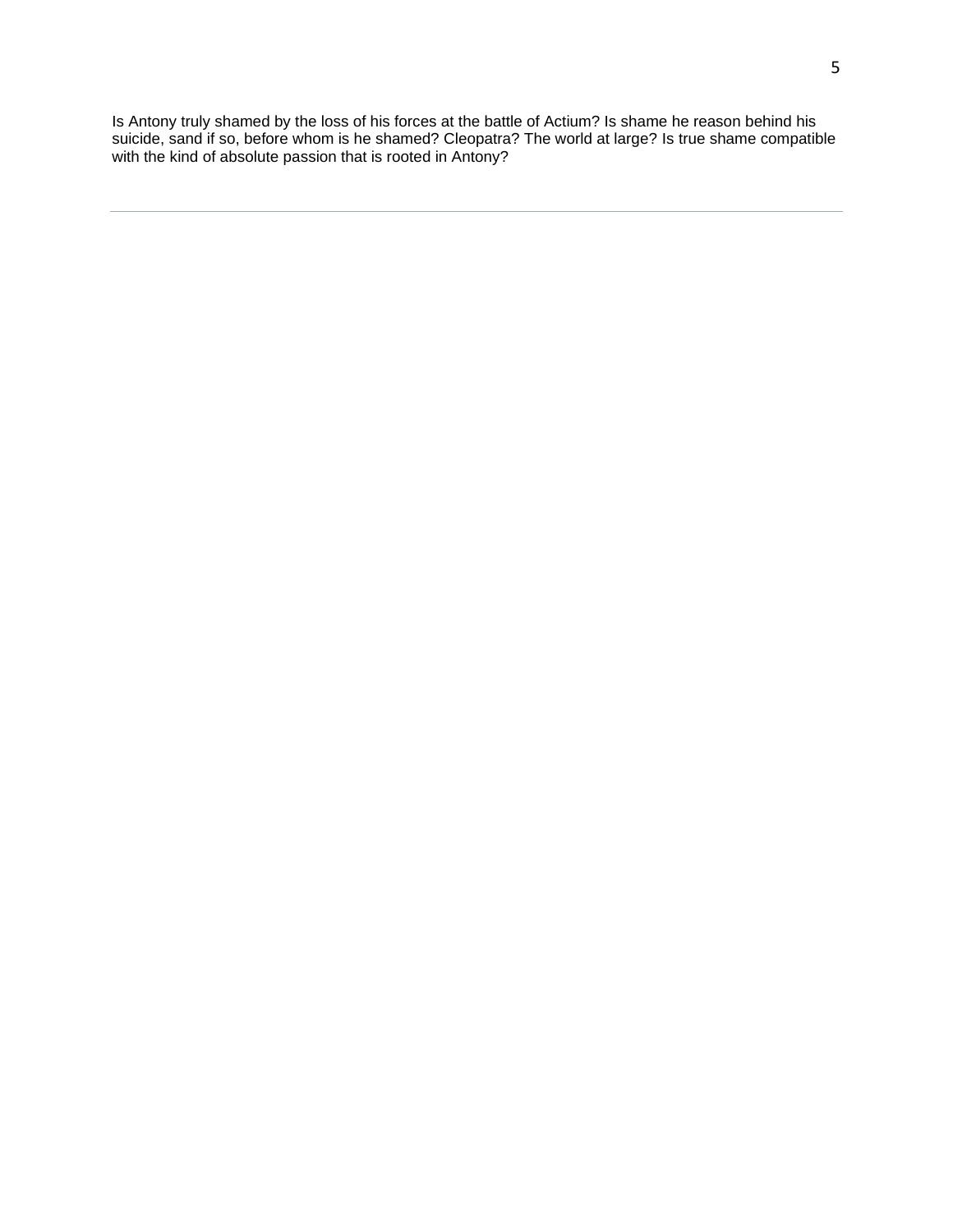Is Antony truly shamed by the loss of his forces at the battle of Actium? Is shame he reason behind his suicide, sand if so, before whom is he shamed? Cleopatra? The world at large? Is true shame compatible with the kind of absolute passion that is rooted in Antony?

---